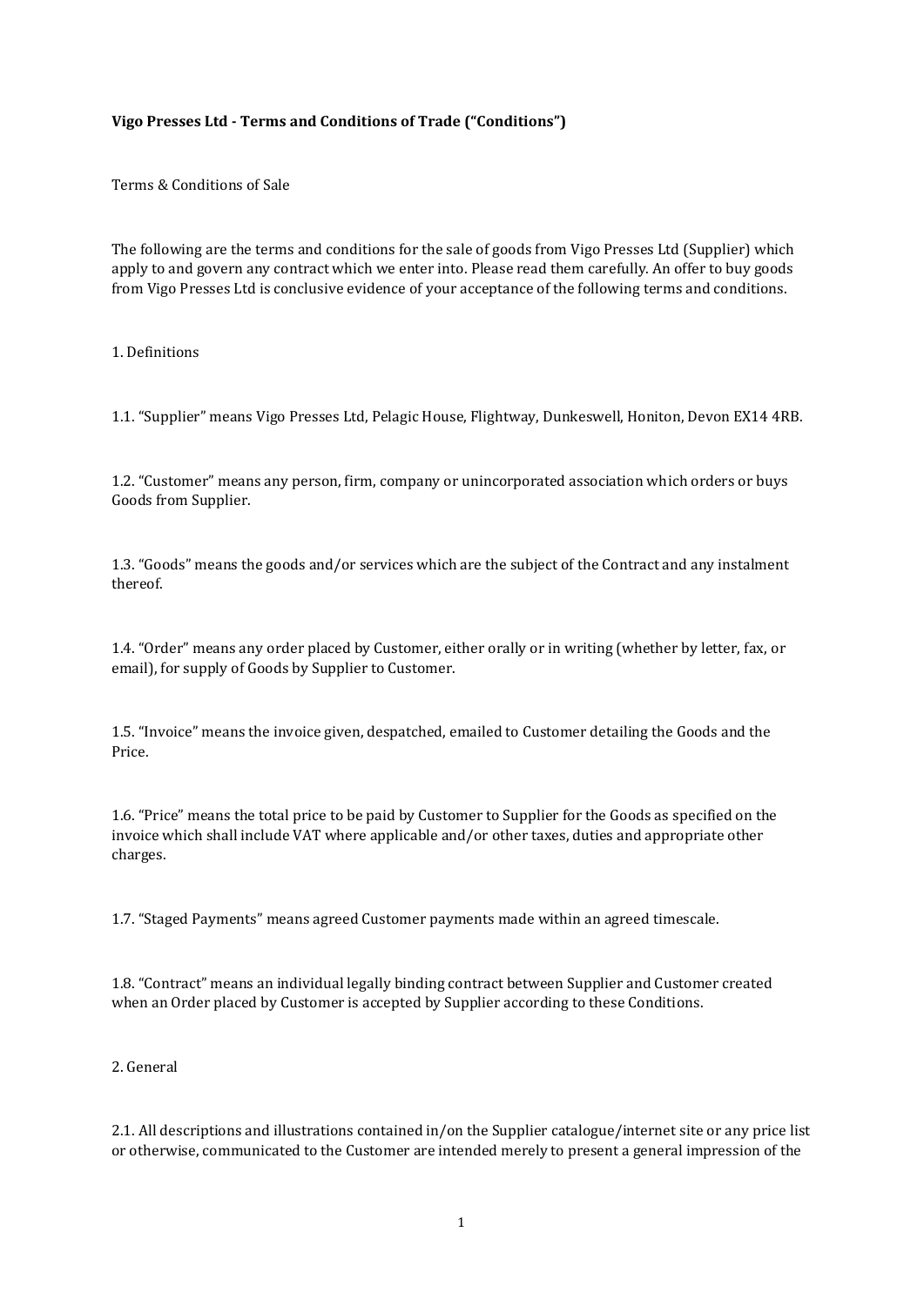**Vigo Presses Ltd - Terms and Conditions of Trade ("Conditions")**

Terms & Conditions of Sale

The following are the terms and conditions for the sale of goods from Vigo Presses Ltd (Supplier) which apply to and govern any contract which we enter into. Please read them carefully. An offer to buy goods from Vigo Presses Ltd is conclusive evidence of your acceptance of the following terms and conditions.

1. Definitions

1.1. "Supplier" means Vigo Presses Ltd, Pelagic House, Flightway, Dunkeswell, Honiton, Devon EX14 4RB.

1.2. "Customer" means any person, firm, company or unincorporated association which orders or buys Goods from Supplier.

1.3. "Goods" means the goods and/or services which are the subject of the Contract and any instalment thereof.

1.4. "Order" means any order placed by Customer, either orally or in writing (whether by letter, fax, or email), for supply of Goods by Supplier to Customer.

1.5. "Invoice" means the invoice given, despatched, emailed to Customer detailing the Goods and the Price.

1.6. "Price" means the total price to be paid by Customer to Supplier for the Goods as specified on the invoice which shall include VAT where applicable and/or other taxes, duties and appropriate other charges.

1.7. "Staged Payments" means agreed Customer payments made within an agreed timescale.

1.8. "Contract" means an individual legally binding contract between Supplier and Customer created when an Order placed by Customer is accepted by Supplier according to these Conditions.

2. General

2.1. All descriptions and illustrations contained in/on the Supplier catalogue/internet site or any price list or otherwise, communicated to the Customer are intended merely to present a general impression of the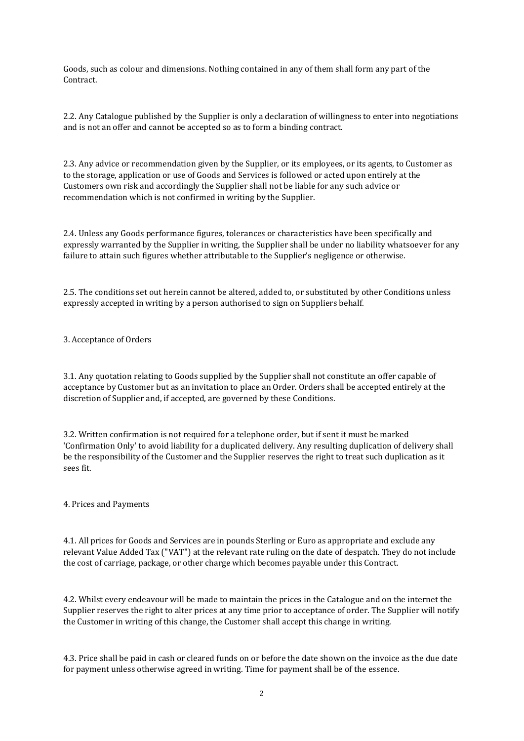Goods, such as colour and dimensions. Nothing contained in any of them shall form any part of the Contract.

2.2. Any Catalogue published by the Supplier is only a declaration of willingness to enter into negotiations and is not an offer and cannot be accepted so as to form a binding contract.

2.3. Any advice or recommendation given by the Supplier, or its employees, or its agents, to Customer as to the storage, application or use of Goods and Services is followed or acted upon entirely at the Customers own risk and accordingly the Supplier shall not be liable for any such advice or recommendation which is not confirmed in writing by the Supplier.

2.4. Unless any Goods performance figures, tolerances or characteristics have been specifically and expressly warranted by the Supplier in writing, the Supplier shall be under no liability whatsoever for any failure to attain such figures whether attributable to the Supplier's negligence or otherwise.

2.5. The conditions set out herein cannot be altered, added to, or substituted by other Conditions unless expressly accepted in writing by a person authorised to sign on Suppliers behalf.

3. Acceptance of Orders

3.1. Any quotation relating to Goods supplied by the Supplier shall not constitute an offer capable of acceptance by Customer but as an invitation to place an Order. Orders shall be accepted entirely at the discretion of Supplier and, if accepted, are governed by these Conditions.

3.2. Written confirmation is not required for a telephone order, but if sent it must be marked 'Confirmation Only' to avoid liability for a duplicated delivery. Any resulting duplication of delivery shall be the responsibility of the Customer and the Supplier reserves the right to treat such duplication as it sees fit.

4. Prices and Payments

4.1. All prices for Goods and Services are in pounds Sterling or Euro as appropriate and exclude any relevant Value Added Tax ("VAT") at the relevant rate ruling on the date of despatch. They do not include the cost of carriage, package, or other charge which becomes payable under this Contract.

4.2. Whilst every endeavour will be made to maintain the prices in the Catalogue and on the internet the Supplier reserves the right to alter prices at any time prior to acceptance of order. The Supplier will notify the Customer in writing of this change, the Customer shall accept this change in writing.

4.3. Price shall be paid in cash or cleared funds on or before the date shown on the invoice as the due date for payment unless otherwise agreed in writing. Time for payment shall be of the essence.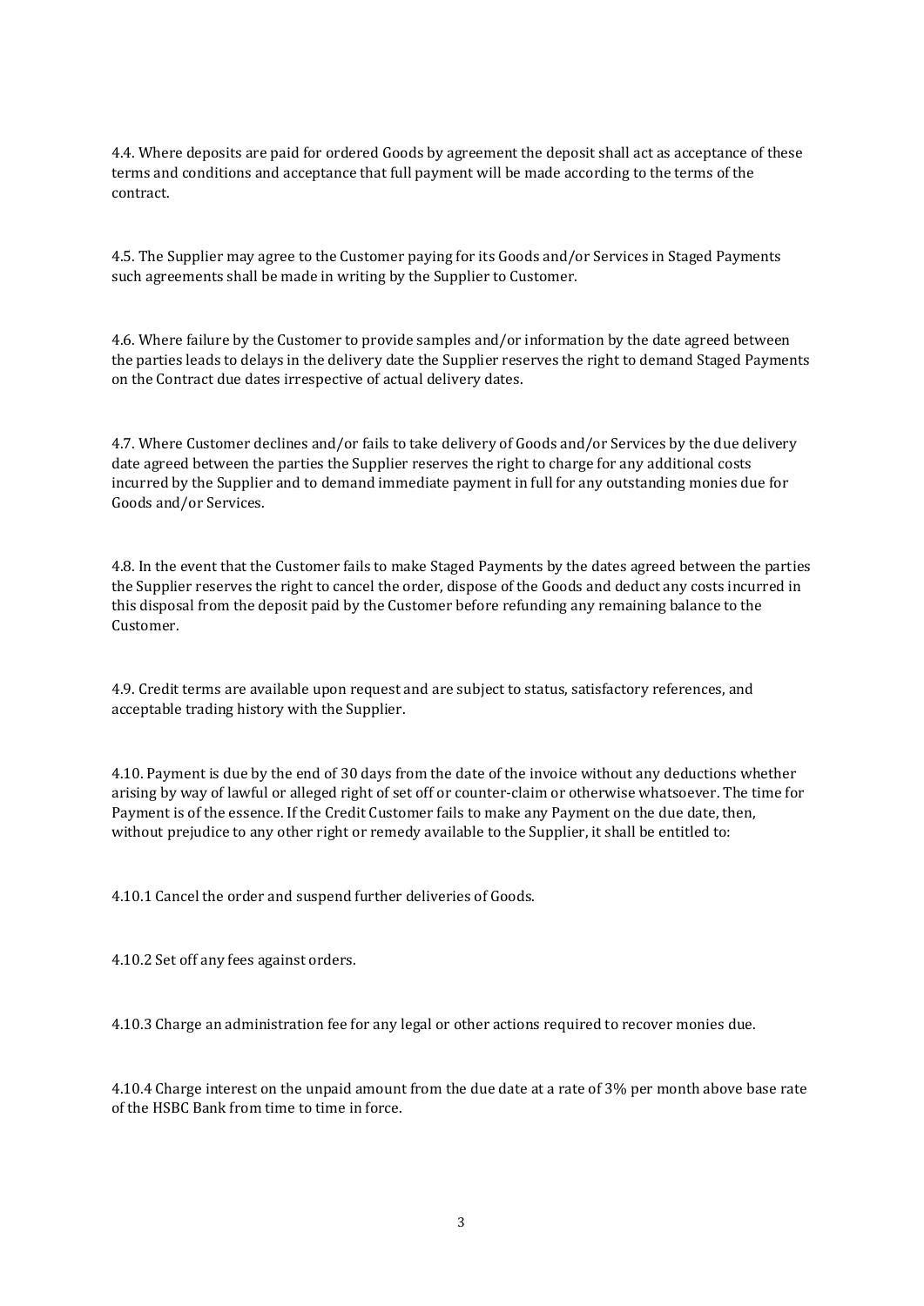4.4. Where deposits are paid for ordered Goods by agreement the deposit shall act as acceptance of these terms and conditions and acceptance that full payment will be made according to the terms of the contract.

4.5. The Supplier may agree to the Customer paying for its Goods and/or Services in Staged Payments such agreements shall be made in writing by the Supplier to Customer.

4.6. Where failure by the Customer to provide samples and/or information by the date agreed between the parties leads to delays in the delivery date the Supplier reserves the right to demand Staged Payments on the Contract due dates irrespective of actual delivery dates.

4.7. Where Customer declines and/or fails to take delivery of Goods and/or Services by the due delivery date agreed between the parties the Supplier reserves the right to charge for any additional costs incurred by the Supplier and to demand immediate payment in full for any outstanding monies due for Goods and/or Services.

4.8. In the event that the Customer fails to make Staged Payments by the dates agreed between the parties the Supplier reserves the right to cancel the order, dispose of the Goods and deduct any costs incurred in this disposal from the deposit paid by the Customer before refunding any remaining balance to the Customer.

4.9. Credit terms are available upon request and are subject to status, satisfactory references, and acceptable trading history with the Supplier.

4.10. Payment is due by the end of 30 days from the date of the invoice without any deductions whether arising by way of lawful or alleged right of set off or counter-claim or otherwise whatsoever. The time for Payment is of the essence. If the Credit Customer fails to make any Payment on the due date, then, without prejudice to any other right or remedy available to the Supplier, it shall be entitled to:

4.10.1 Cancel the order and suspend further deliveries of Goods.

4.10.2 Set off any fees against orders.

4.10.3 Charge an administration fee for any legal or other actions required to recover monies due.

4.10.4 Charge interest on the unpaid amount from the due date at a rate of 3% per month above base rate of the HSBC Bank from time to time in force.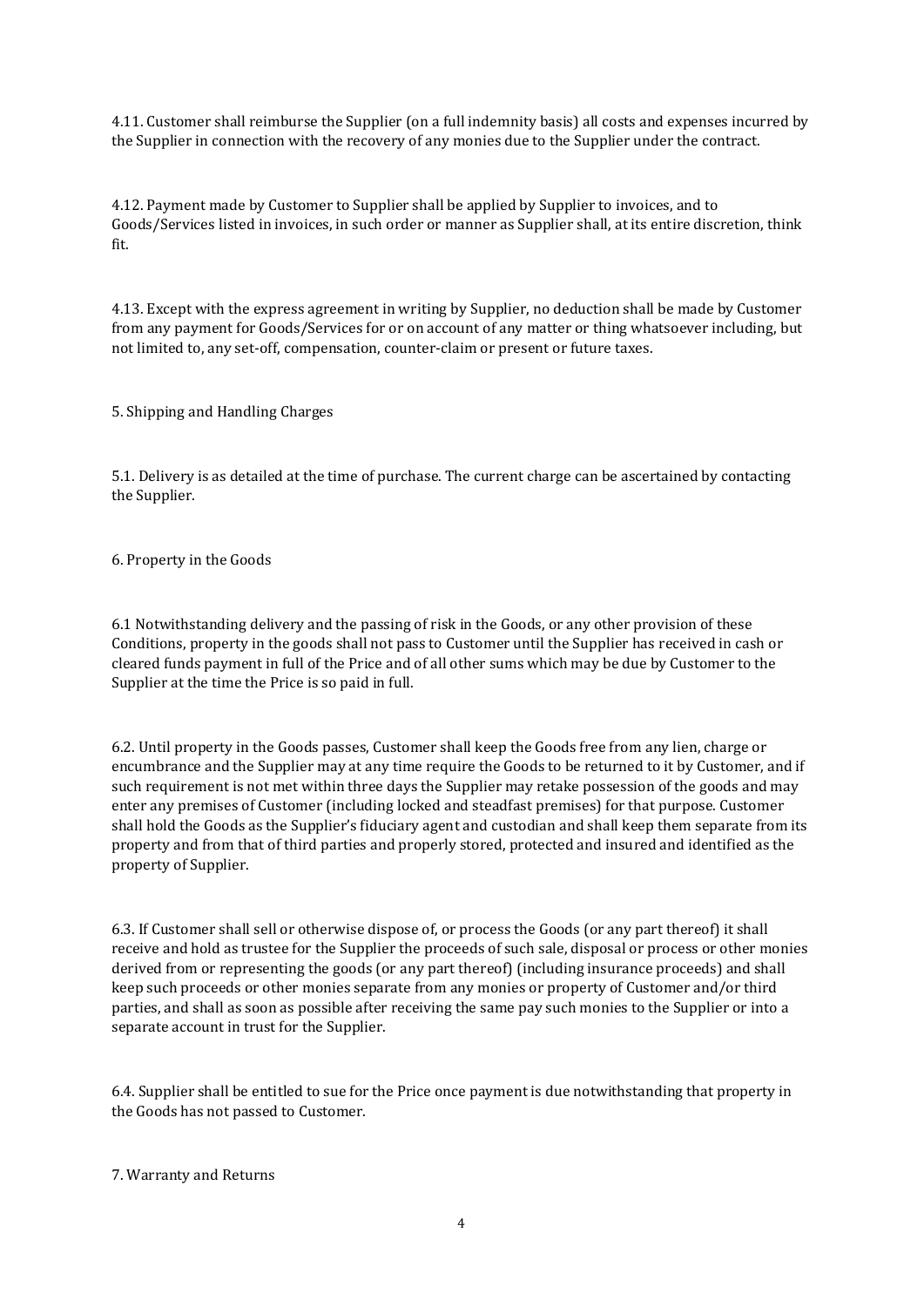4.11. Customer shall reimburse the Supplier (on a full indemnity basis) all costs and expenses incurred by the Supplier in connection with the recovery of any monies due to the Supplier under the contract.

4.12. Payment made by Customer to Supplier shall be applied by Supplier to invoices, and to Goods/Services listed in invoices, in such order or manner as Supplier shall, at its entire discretion, think fit.

4.13. Except with the express agreement in writing by Supplier, no deduction shall be made by Customer from any payment for Goods/Services for or on account of any matter or thing whatsoever including, but not limited to, any set-off, compensation, counter-claim or present or future taxes.

## 5. Shipping and Handling Charges

5.1. Delivery is as detailed at the time of purchase. The current charge can be ascertained by contacting the Supplier.

## 6. Property in the Goods

6.1 Notwithstanding delivery and the passing of risk in the Goods, or any other provision of these Conditions, property in the goods shall not pass to Customer until the Supplier has received in cash or cleared funds payment in full of the Price and of all other sums which may be due by Customer to the Supplier at the time the Price is so paid in full.

6.2. Until property in the Goods passes, Customer shall keep the Goods free from any lien, charge or encumbrance and the Supplier may at any time require the Goods to be returned to it by Customer, and if such requirement is not met within three days the Supplier may retake possession of the goods and may enter any premises of Customer (including locked and steadfast premises) for that purpose. Customer shall hold the Goods as the Supplier's fiduciary agent and custodian and shall keep them separate from its property and from that of third parties and properly stored, protected and insured and identified as the property of Supplier.

6.3. If Customer shall sell or otherwise dispose of, or process the Goods (or any part thereof) it shall receive and hold as trustee for the Supplier the proceeds of such sale, disposal or process or other monies derived from or representing the goods (or any part thereof) (including insurance proceeds) and shall keep such proceeds or other monies separate from any monies or property of Customer and/or third parties, and shall as soon as possible after receiving the same pay such monies to the Supplier or into a separate account in trust for the Supplier.

6.4. Supplier shall be entitled to sue for the Price once payment is due notwithstanding that property in the Goods has not passed to Customer.

## 7. Warranty and Returns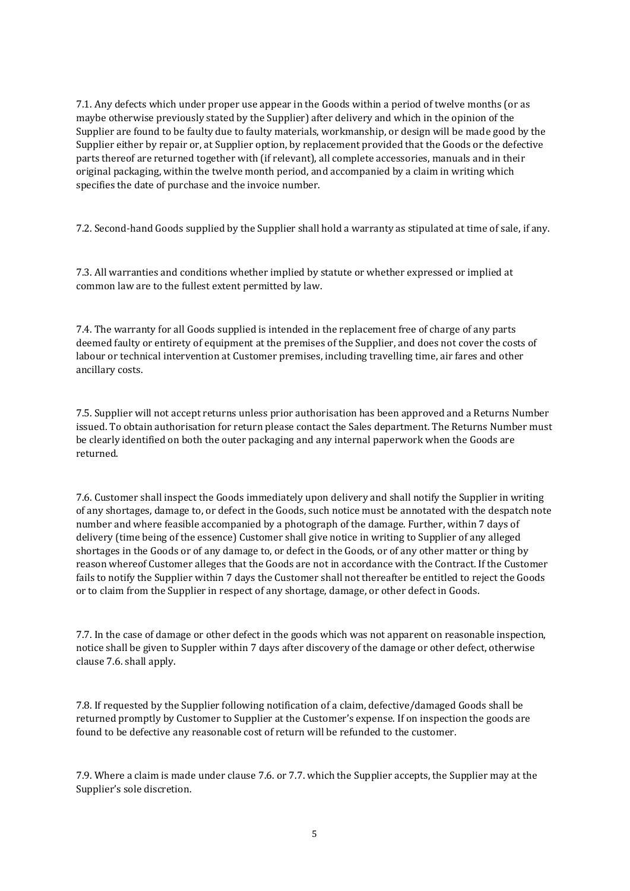7.1. Any defects which under proper use appear in the Goods within a period of twelve months (or as maybe otherwise previously stated by the Supplier) after delivery and which in the opinion of the Supplier are found to be faulty due to faulty materials, workmanship, or design will be made good by the Supplier either by repair or, at Supplier option, by replacement provided that the Goods or the defective parts thereof are returned together with (if relevant), all complete accessories, manuals and in their original packaging, within the twelve month period, and accompanied by a claim in writing which specifies the date of purchase and the invoice number.

7.2. Second-hand Goods supplied by the Supplier shall hold a warranty as stipulated at time of sale, if any.

7.3. All warranties and conditions whether implied by statute or whether expressed or implied at common law are to the fullest extent permitted by law.

7.4. The warranty for all Goods supplied is intended in the replacement free of charge of any parts deemed faulty or entirety of equipment at the premises of the Supplier, and does not cover the costs of labour or technical intervention at Customer premises, including travelling time, air fares and other ancillary costs.

7.5. Supplier will not accept returns unless prior authorisation has been approved and a Returns Number issued. To obtain authorisation for return please contact the Sales department. The Returns Number must be clearly identified on both the outer packaging and any internal paperwork when the Goods are returned.

7.6. Customer shall inspect the Goods immediately upon delivery and shall notify the Supplier in writing of any shortages, damage to, or defect in the Goods, such notice must be annotated with the despatch note number and where feasible accompanied by a photograph of the damage. Further, within 7 days of delivery (time being of the essence) Customer shall give notice in writing to Supplier of any alleged shortages in the Goods or of any damage to, or defect in the Goods, or of any other matter or thing by reason whereof Customer alleges that the Goods are not in accordance with the Contract. If the Customer fails to notify the Supplier within 7 days the Customer shall not thereafter be entitled to reject the Goods or to claim from the Supplier in respect of any shortage, damage, or other defect in Goods.

7.7. In the case of damage or other defect in the goods which was not apparent on reasonable inspection, notice shall be given to Suppler within 7 days after discovery of the damage or other defect, otherwise clause 7.6. shall apply.

7.8. If requested by the Supplier following notification of a claim, defective/damaged Goods shall be returned promptly by Customer to Supplier at the Customer's expense. If on inspection the goods are found to be defective any reasonable cost of return will be refunded to the customer.

7.9. Where a claim is made under clause 7.6. or 7.7. which the Supplier accepts, the Supplier may at the Supplier's sole discretion.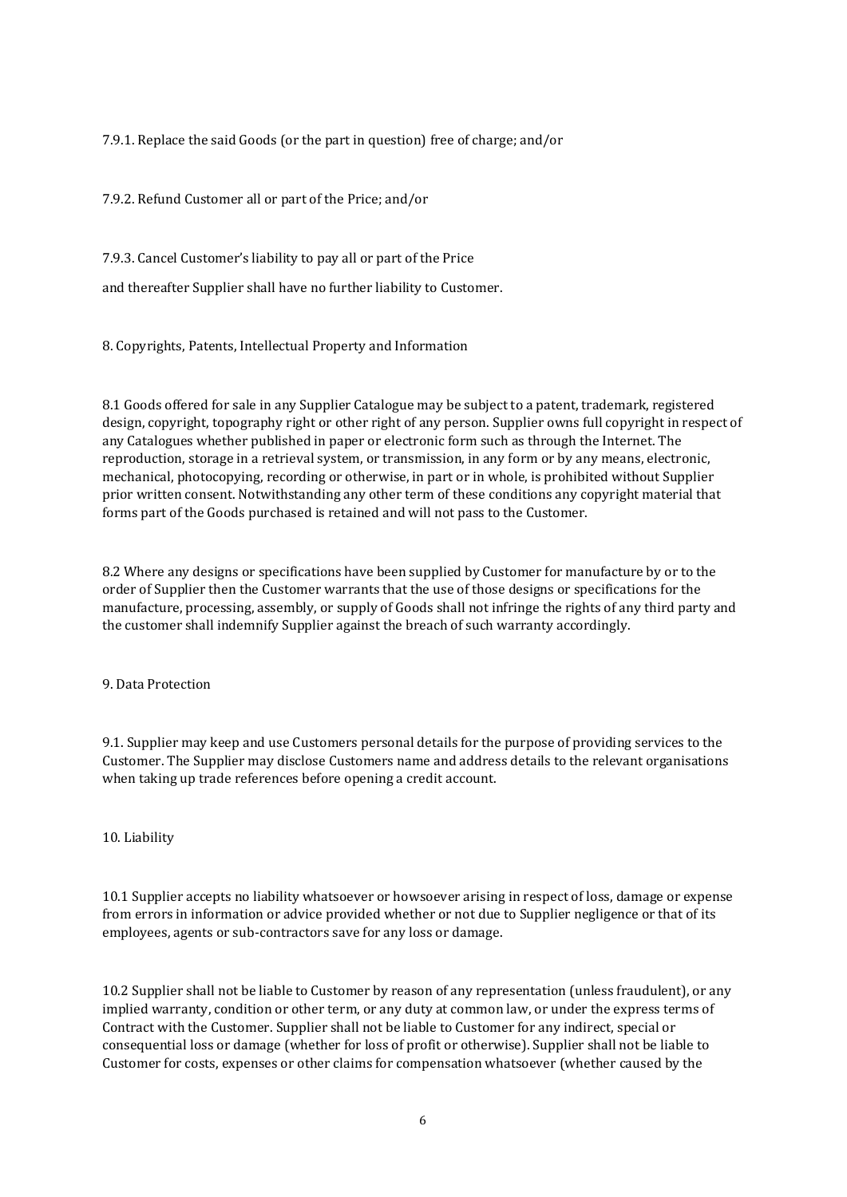7.9.1. Replace the said Goods (or the part in question) free of charge; and/or

7.9.2. Refund Customer all or part of the Price; and/or

7.9.3. Cancel Customer's liability to pay all or part of the Price

and thereafter Supplier shall have no further liability to Customer.

## 8. Copyrights, Patents, Intellectual Property and Information

8.1 Goods offered for sale in any Supplier Catalogue may be subject to a patent, trademark, registered design, copyright, topography right or other right of any person. Supplier owns full copyright in respect of any Catalogues whether published in paper or electronic form such as through the Internet. The reproduction, storage in a retrieval system, or transmission, in any form or by any means, electronic, mechanical, photocopying, recording or otherwise, in part or in whole, is prohibited without Supplier prior written consent. Notwithstanding any other term of these conditions any copyright material that forms part of the Goods purchased is retained and will not pass to the Customer.

8.2 Where any designs or specifications have been supplied by Customer for manufacture by or to the order of Supplier then the Customer warrants that the use of those designs or specifications for the manufacture, processing, assembly, or supply of Goods shall not infringe the rights of any third party and the customer shall indemnify Supplier against the breach of such warranty accordingly.

## 9. Data Protection

9.1. Supplier may keep and use Customers personal details for the purpose of providing services to the Customer. The Supplier may disclose Customers name and address details to the relevant organisations when taking up trade references before opening a credit account.

## 10. Liability

10.1 Supplier accepts no liability whatsoever or howsoever arising in respect of loss, damage or expense from errors in information or advice provided whether or not due to Supplier negligence or that of its employees, agents or sub-contractors save for any loss or damage.

10.2 Supplier shall not be liable to Customer by reason of any representation (unless fraudulent), or any implied warranty, condition or other term, or any duty at common law, or under the express terms of Contract with the Customer. Supplier shall not be liable to Customer for any indirect, special or consequential loss or damage (whether for loss of profit or otherwise). Supplier shall not be liable to Customer for costs, expenses or other claims for compensation whatsoever (whether caused by the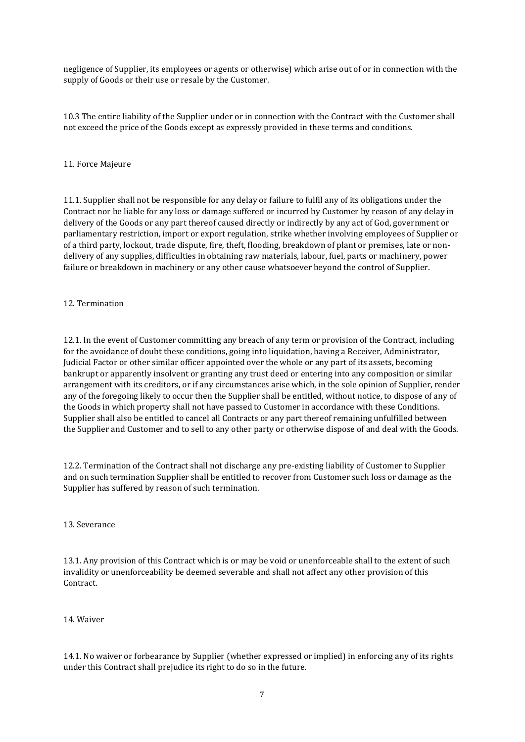negligence of Supplier, its employees or agents or otherwise) which arise out of or in connection with the supply of Goods or their use or resale by the Customer.

10.3 The entire liability of the Supplier under or in connection with the Contract with the Customer shall not exceed the price of the Goods except as expressly provided in these terms and conditions.

## 11. Force Majeure

11.1. Supplier shall not be responsible for any delay or failure to fulfil any of its obligations under the Contract nor be liable for any loss or damage suffered or incurred by Customer by reason of any delay in delivery of the Goods or any part thereof caused directly or indirectly by any act of God, government or parliamentary restriction, import or export regulation, strike whether involving employees of Supplier or of a third party, lockout, trade dispute, fire, theft, flooding, breakdown of plant or premises, late or non-delivery of any supplies, difficulties in obtaining raw materials, labour, fuel, parts or machinery, power failure or breakdown in machinery or any other cause whatsoever beyond the control of Supplier.

## 12. Termination

12.1. In the event of Customer committing any breach of any term or provision of the Contract, including for the avoidance of doubt these conditions, going into liquidation, having a Receiver, Administrator, Judicial Factor or other similar officer appointed over the whole or any part of its assets, becoming bankrupt or apparently insolvent or granting any trust deed or entering into any composition or similar arrangement with its creditors, or if any circumstances arise which, in the sole opinion of Supplier, render any of the foregoing likely to occur then the Supplier shall be entitled, without notice, to dispose of any of the Goods in which property shall not have passed to Customer in accordance with these Conditions. Supplier shall also be entitled to cancel all Contracts or any part thereof remaining unfulfilled between the Supplier and Customer and to sell to any other party or otherwise dispose of and deal with the Goods.

12.2. Termination of the Contract shall not discharge any pre-existing liability of Customer to Supplier and on such termination Supplier shall be entitled to recover from Customer such loss or damage as the Supplier has suffered by reason of such termination.

## 13. Severance

13.1. Any provision of this Contract which is or may be void or unenforceable shall to the extent of such invalidity or unenforceability be deemed severable and shall not affect any other provision of this Contract.

## 14. Waiver

14.1. No waiver or forbearance by Supplier (whether expressed or implied) in enforcing any of its rights under this Contract shall prejudice its right to do so in the future.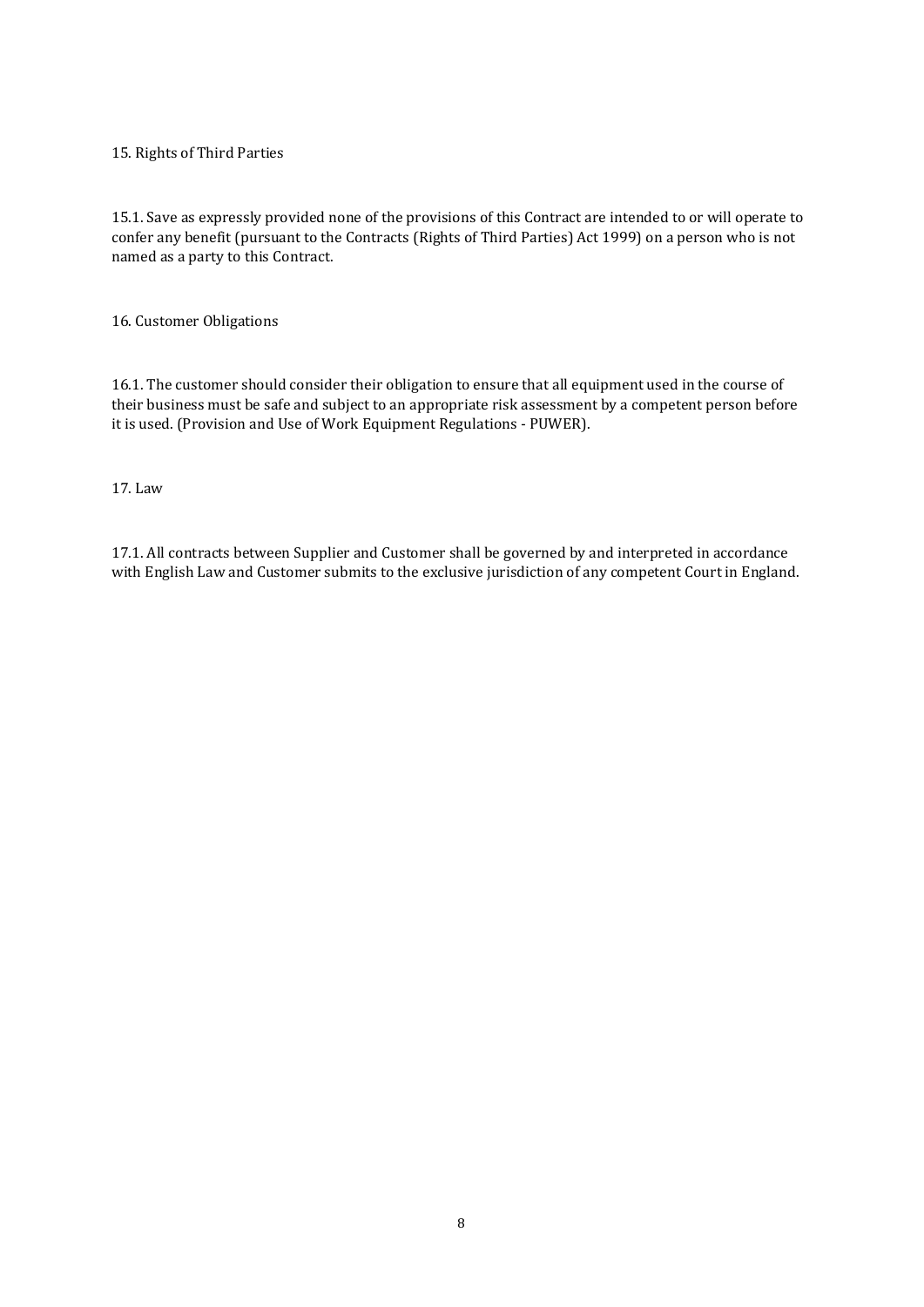## 15. Rights of Third Parties

15.1. Save as expressly provided none of the provisions of this Contract are intended to or will operate to confer any benefit (pursuant to the Contracts (Rights of Third Parties) Act 1999) on a person who is not named as a party to this Contract.

## 16. Customer Obligations

16.1. The customer should consider their obligation to ensure that all equipment used in the course of their business must be safe and subject to an appropriate risk assessment by a competent person before it is used. (Provision and Use of Work Equipment Regulations - PUWER).

## 17. Law

17.1. All contracts between Supplier and Customer shall be governed by and interpreted in accordance with English Law and Customer submits to the exclusive jurisdiction of any competent Court in England.